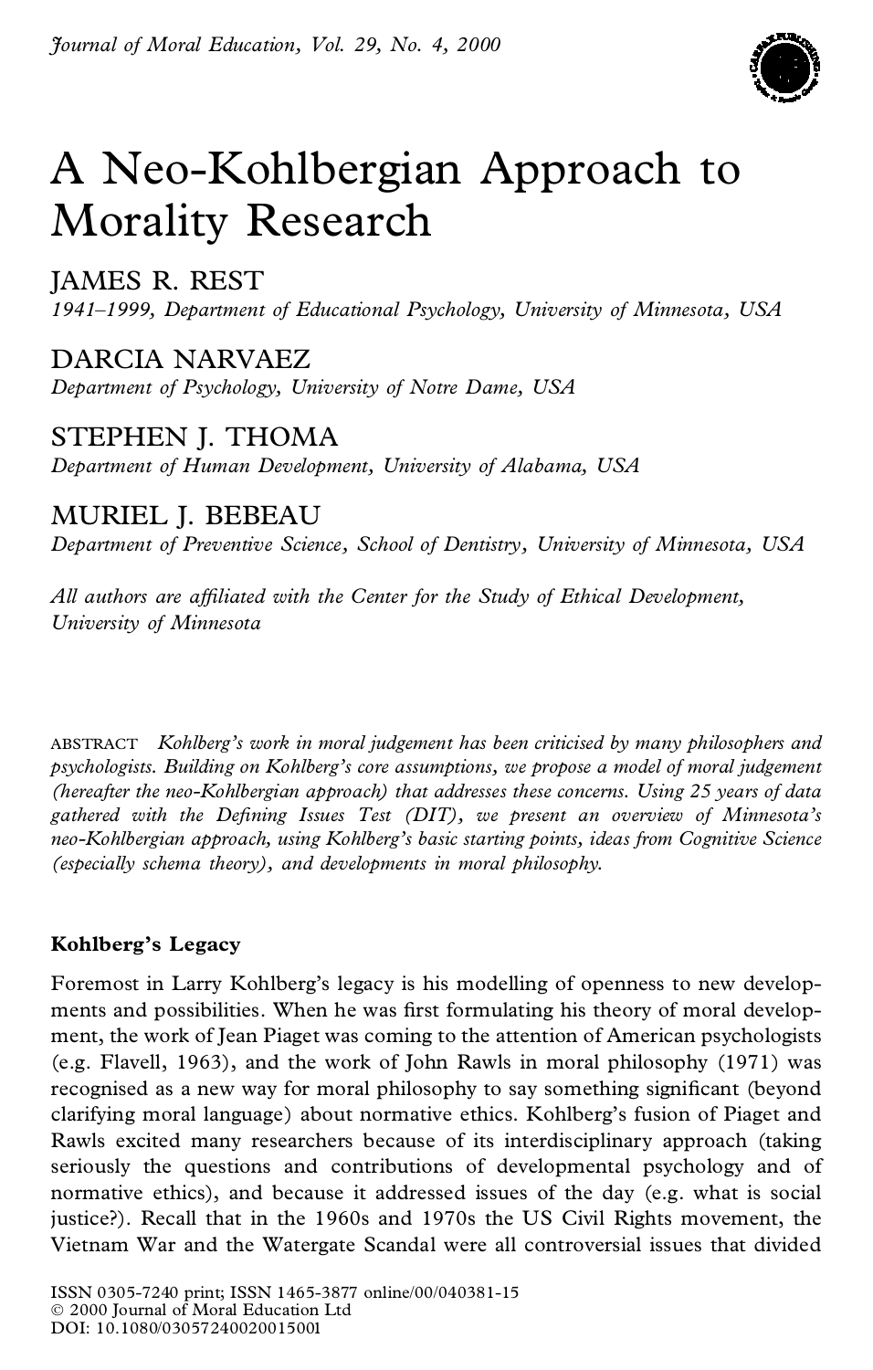# A Neo-Kohlbergian Approach to Morality Research

JAMES R. REST

*1941–1999, Department of Educational Psychology, University of Minnesota, USA*

DARCIA NARVAEZ

*Department of Psychology, University of Notre Dame, USA*

STEPHEN J. THOMA

*Department of Human Development, University of Alabama, USA*

MURIEL J. BEBEAU

*Department of Preventive Science, School of Dentistry, University of Minnesota, USA*

*All authors are affiliated with the Center for the Study of Ethical Development, University of Minnesota*

ABSTRACT *Kohlberg's work in moral judgement has been criticised by many philosophers and psychologists. Building on Kohlberg's core assumptions, we propose a model of moral judgement (hereafter the neo-Kohlbergian approach) that addresses these concerns. Using 25 years of data gathered with the Defining Issues Test (DIT), we present an overview of Minnesota's neo-Kohlbergian approach, using Kohlberg's basic starting points, ideas from Cognitive Science (especially schema theory), and developments in moral philosophy.*

## Kohlberg's Legacy

Foremost in Larry Kohlberg's legacy is his modelling of openness to new developments and possibilities. When he was first formulating his theory of moral development, the work of Jean Piaget was coming to the attention of American psychologists (e.g. Flavell, 1963), and the work of John Rawls in moral philosophy (1971) was recognised as a new way for moral philosophy to say something significant (beyond clarifying moral language) about normative ethics. Kohlberg's fusion of Piaget and Rawls excited many researchers because of its interdisciplinary approach (taking seriously the questions and contributions of developmental psychology and of normative ethics), and because it addressed issues of the day (e.g. what is social justice?). Recall that in the 1960s and 1970s the US Civil Rights movement, the Vietnam War and the Watergate Scandal were all controversial issues that divided

ISSN 0305-7240 print; ISSN 1465-3877 online/00/040381-15
© 2000 Journal of Moral Education Ltd
DOI: 10.1080/03057240020015001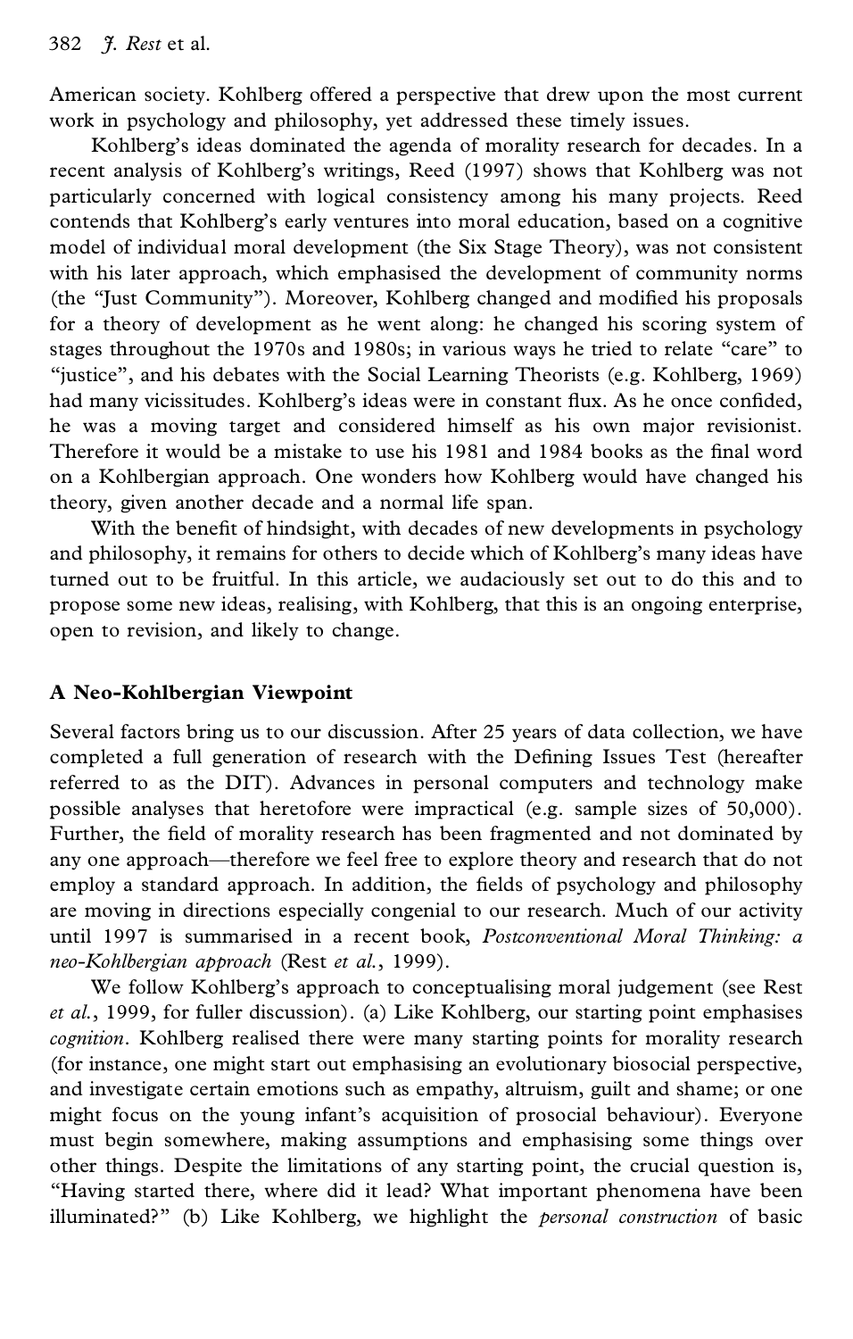American society. Kohlberg offered a perspective that drew upon the most current work in psychology and philosophy, yet addressed these timely issues.

Kohlberg's ideas dominated the agenda of morality research for decades. In a recent analysis of Kohlberg's writings, Reed (1997) shows that Kohlberg was not particularly concerned with logical consistency among his many projects. Reed contends that Kohlberg's early ventures into moral education, based on a cognitive model of individual moral development (the Six Stage Theory), was not consistent with his later approach, which emphasised the development of community norms (the "Just Community"). Moreover, Kohlberg changed and modified his proposals for a theory of development as he went along: he changed his scoring system of stages throughout the 1970s and 1980s; in various ways he tried to relate "care" to "justice", and his debates with the Social Learning Theorists (e.g. Kohlberg, 1969) had many vicissitudes. Kohlberg's ideas were in constant flux. As he once confided, he was a moving target and considered himself as his own major revisionist. Therefore it would be a mistake to use his 1981 and 1984 books as the final word on a Kohlbergian approach. One wonders how Kohlberg would have changed his theory, given another decade and a normal life span.

With the benefit of hindsight, with decades of new developments in psychology and philosophy, it remains for others to decide which of Kohlberg's many ideas have turned out to be fruitful. In this article, we audaciously set out to do this and to propose some new ideas, realising, with Kohlberg, that this is an ongoing enterprise, open to revision, and likely to change.

## A Neo-Kohlbergian Viewpoint

Several factors bring us to our discussion. After 25 years of data collection, we have completed a full generation of research with the Defining Issues Test (hereafter referred to as the DIT). Advances in personal computers and technology make possible analyses that heretofore were impractical (e.g. sample sizes of 50,000). Further, the field of morality research has been fragmented and not dominated by any one approach—therefore we feel free to explore theory and research that do not employ a standard approach. In addition, the fields of psychology and philosophy are moving in directions especially congenial to our research. Much of our activity until 1997 is summarised in a recent book, *Postconventional Moral Thinking: a neo-Kohlbergian approach* (Rest *et al.*, 1999).

We follow Kohlberg's approach to conceptualising moral judgement (see Rest *et al.*, 1999, for fuller discussion). (a) Like Kohlberg, our starting point emphasises *cognition*. Kohlberg realised there were many starting points for morality research (for instance, one might start out emphasising an evolutionary biosocial perspective, and investigate certain emotions such as empathy, altruism, guilt and shame; or one might focus on the young infant's acquisition of prosocial behaviour). Everyone must begin somewhere, making assumptions and emphasising some things over other things. Despite the limitations of any starting point, the crucial question is, "Having started there, where did it lead? What important phenomena have been illuminated?" (b) Like Kohlberg, we highlight the *personal construction* of basic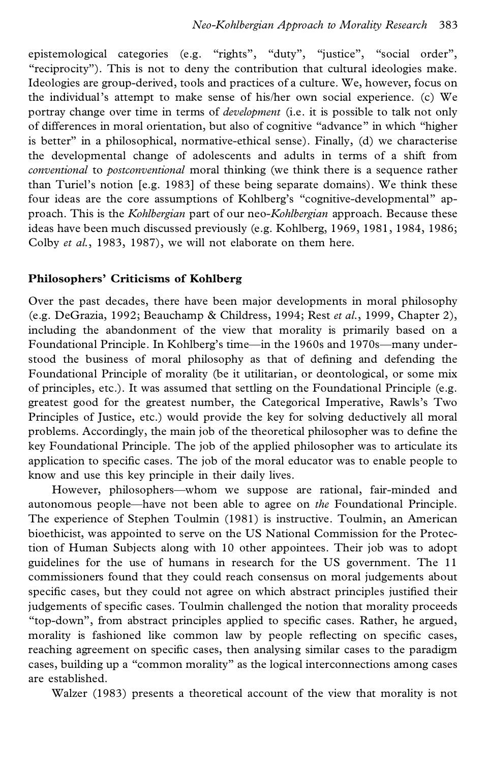epistemological categories (e.g. "rights", "duty", "justice", "social order", "reciprocity"). This is not to deny the contribution that cultural ideologies make. Ideologies are group-derived, tools and practices of a culture. We, however, focus on the individual's attempt to make sense of his/her own social experience. (c) We portray change over time in terms of *development* (i.e. it is possible to talk not only of differences in moral orientation, but also of cognitive "advance" in which "higher is better" in a philosophical, normative-ethical sense). Finally, (d) we characterise the developmental change of adolescents and adults in terms of a shift from *conventional* to *postconventional* moral thinking (we think there is a sequence rather than Turiel's notion [e.g. 1983] of these being separate domains). We think these four ideas are the core assumptions of Kohlberg's "cognitive-developmental" approach. This is the *Kohlbergian* part of our neo-*Kohlbergian* approach. Because these ideas have been much discussed previously (e.g. Kohlberg, 1969, 1981, 1984, 1986; Colby *et al.*, 1983, 1987), we will not elaborate on them here.

## Philosophers' Criticisms of Kohlberg

Over the past decades, there have been major developments in moral philosophy (e.g. DeGrazia, 1992; Beauchamp & Childress, 1994; Rest *et al.*, 1999, Chapter 2), including the abandonment of the view that morality is primarily based on a Foundational Principle. In Kohlberg's time—in the 1960s and 1970s—many understood the business of moral philosophy as that of defining and defending the Foundational Principle of morality (be it utilitarian, or deontological, or some mix of principles, etc.). It was assumed that settling on the Foundational Principle (e.g. greatest good for the greatest number, the Categorical Imperative, Rawls's Two Principles of Justice, etc.) would provide the key for solving deductively all moral problems. Accordingly, the main job of the theoretical philosopher was to define the key Foundational Principle. The job of the applied philosopher was to articulate its application to specific cases. The job of the moral educator was to enable people to know and use this key principle in their daily lives.

However, philosophers—whom we suppose are rational, fair-minded and autonomous people—have not been able to agree on *the* Foundational Principle. The experience of Stephen Toulmin (1981) is instructive. Toulmin, an American bioethicist, was appointed to serve on the US National Commission for the Protection of Human Subjects along with 10 other appointees. Their job was to adopt guidelines for the use of humans in research for the US government. The 11 commissioners found that they could reach consensus on moral judgements about specific cases, but they could not agree on which abstract principles justified their judgements of specific cases. Toulmin challenged the notion that morality proceeds "top-down", from abstract principles applied to specific cases. Rather, he argued, morality is fashioned like common law by people reflecting on specific cases, reaching agreement on specific cases, then analysing similar cases to the paradigm cases, building up a "common morality" as the logical interconnections among cases are established.

Walzer (1983) presents a theoretical account of the view that morality is not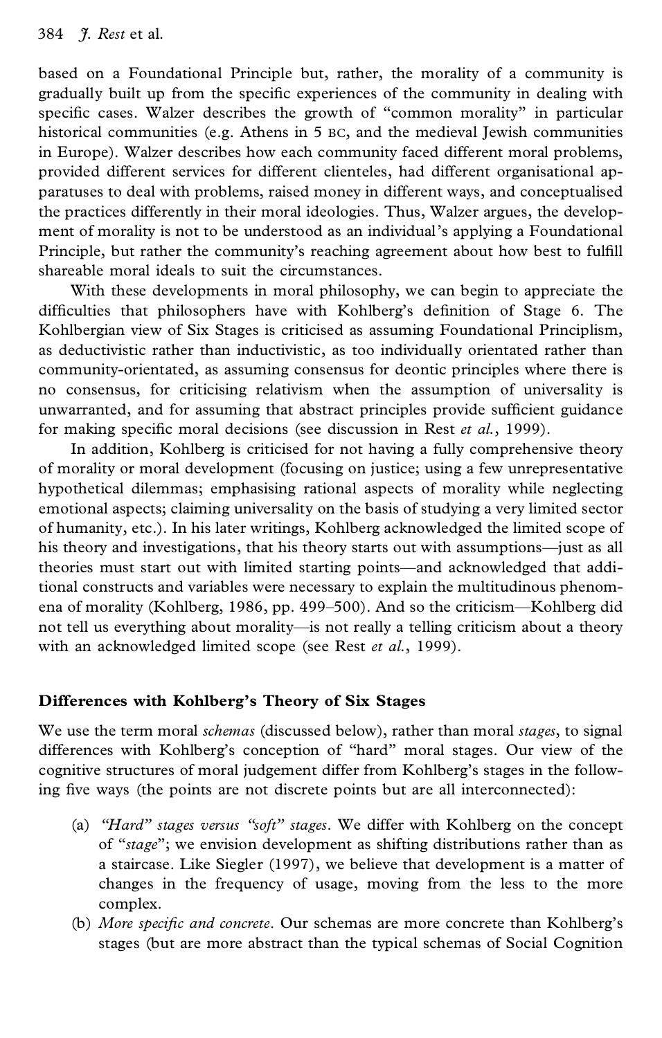based on a Foundational Principle but, rather, the morality of a community is gradually built up from the specific experiences of the community in dealing with specific cases. Walzer describes the growth of "common morality" in particular historical communities (e.g. Athens in 5 BC, and the medieval Jewish communities in Europe). Walzer describes how each community faced different moral problems, provided different services for different clienteles, had different organisational apparatuses to deal with problems, raised money in different ways, and conceptualised the practices differently in their moral ideologies. Thus, Walzer argues, the development of morality is not to be understood as an individual's applying a Foundational Principle, but rather the community's reaching agreement about how best to fulfill shareable moral ideals to suit the circumstances.

With these developments in moral philosophy, we can begin to appreciate the difficulties that philosophers have with Kohlberg's definition of Stage 6. The Kohlbergian view of Six Stages is criticised as assuming Foundational Principlism, as deductivistic rather than inductivistic, as too individually orientated rather than community-orientated, as assuming consensus for deontic principles where there is no consensus, for criticising relativism when the assumption of universality is unwarranted, and for assuming that abstract principles provide sufficient guidance for making specific moral decisions (see discussion in Rest *et al.*, 1999).

In addition, Kohlberg is criticised for not having a fully comprehensive theory of morality or moral development (focusing on justice; using a few unrepresentative hypothetical dilemmas; emphasising rational aspects of morality while neglecting emotional aspects; claiming universality on the basis of studying a very limited sector of humanity, etc.). In his later writings, Kohlberg acknowledged the limited scope of his theory and investigations, that his theory starts out with assumptions—just as all theories must start out with limited starting points—and acknowledged that additional constructs and variables were necessary to explain the multitudinous phenomena of morality (Kohlberg, 1986, pp. 499–500). And so the criticism—Kohlberg did not tell us everything about morality—is not really a telling criticism about a theory with an acknowledged limited scope (see Rest *et al.*, 1999).

## Differences with Kohlberg's Theory of Six Stages

We use the term moral *schemas* (discussed below), rather than moral *stages*, to signal differences with Kohlberg's conception of "hard" moral stages. Our view of the cognitive structures of moral judgement differ from Kohlberg's stages in the following five ways (the points are not discrete points but are all interconnected):

(a) *"Hard" stages versus "soft" stages*. We differ with Kohlberg on the concept of "*stage*"; we envision development as shifting distributions rather than as a staircase. Like Siegler (1997), we believe that development is a matter of changes in the frequency of usage, moving from the less to the more complex.

(b) *More specific and concrete*. Our schemas are more concrete than Kohlberg's stages (but are more abstract than the typical schemas of Social Cognition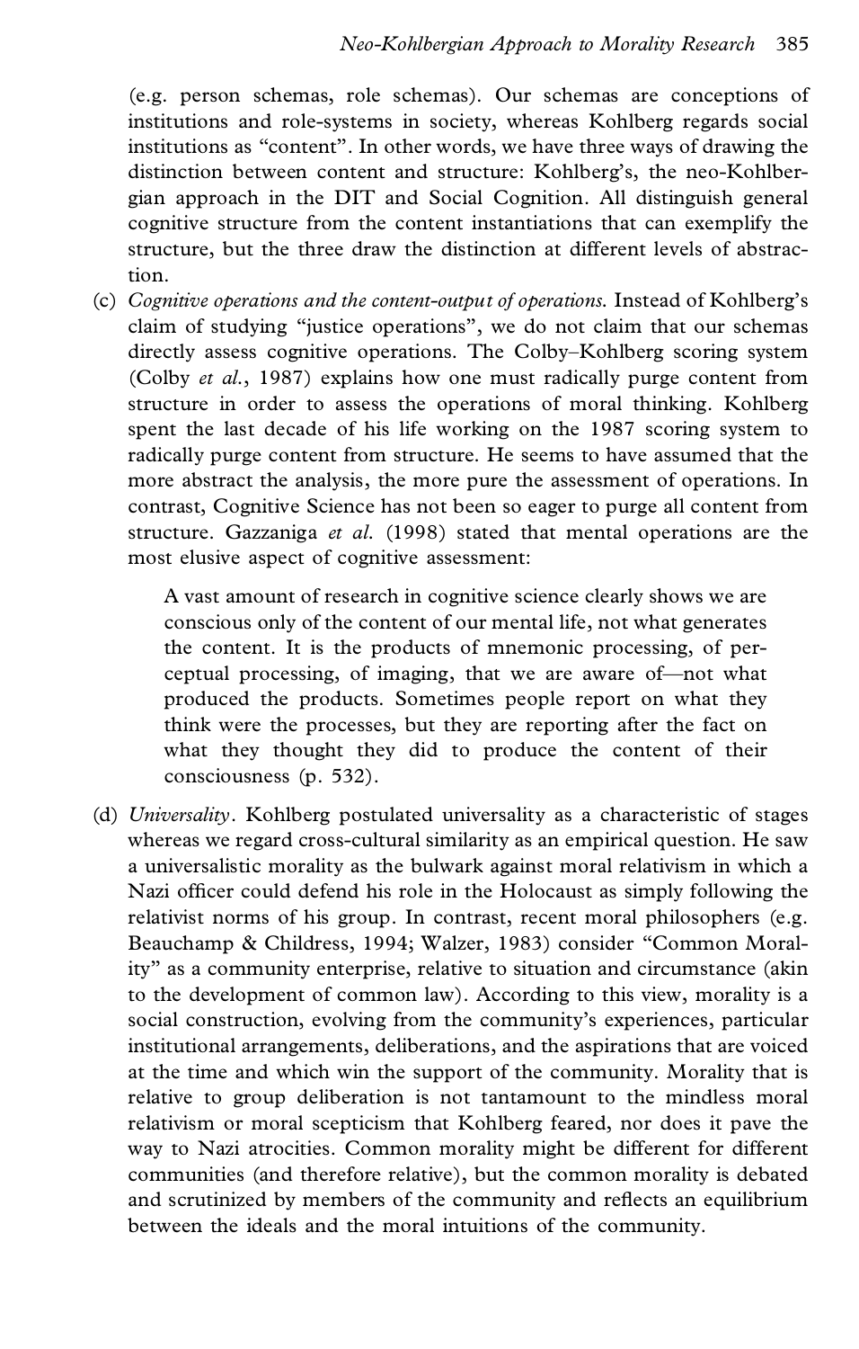(e.g. person schemas, role schemas). Our schemas are conceptions of institutions and role-systems in society, whereas Kohlberg regards social institutions as "content". In other words, we have three ways of drawing the distinction between content and structure: Kohlberg's, the neo-Kohlbergian approach in the DIT and Social Cognition. All distinguish general cognitive structure from the content instantiations that can exemplify the structure, but the three draw the distinction at different levels of abstraction.

(c) *Cognitive operations and the content-output of operations.* Instead of Kohlberg's claim of studying "justice operations", we do not claim that our schemas directly assess cognitive operations. The Colby–Kohlberg scoring system (Colby *et al.*, 1987) explains how one must radically purge content from structure in order to assess the operations of moral thinking. Kohlberg spent the last decade of his life working on the 1987 scoring system to radically purge content from structure. He seems to have assumed that the more abstract the analysis, the more pure the assessment of operations. In contrast, Cognitive Science has not been so eager to purge all content from structure. Gazzaniga *et al.* (1998) stated that mental operations are the most elusive aspect of cognitive assessment:

> A vast amount of research in cognitive science clearly shows we are conscious only of the content of our mental life, not what generates the content. It is the products of mnemonic processing, of perceptual processing, of imaging, that we are aware of—not what produced the products. Sometimes people report on what they think were the processes, but they are reporting after the fact on what they thought they did to produce the content of their consciousness (p. 532).

(d) *Universality*. Kohlberg postulated universality as a characteristic of stages whereas we regard cross-cultural similarity as an empirical question. He saw a universalistic morality as the bulwark against moral relativism in which a Nazi officer could defend his role in the Holocaust as simply following the relativist norms of his group. In contrast, recent moral philosophers (e.g. Beauchamp & Childress, 1994; Walzer, 1983) consider "Common Morality" as a community enterprise, relative to situation and circumstance (akin to the development of common law). According to this view, morality is a social construction, evolving from the community's experiences, particular institutional arrangements, deliberations, and the aspirations that are voiced at the time and which win the support of the community. Morality that is relative to group deliberation is not tantamount to the mindless moral relativism or moral scepticism that Kohlberg feared, nor does it pave the way to Nazi atrocities. Common morality might be different for different communities (and therefore relative), but the common morality is debated and scrutinized by members of the community and reflects an equilibrium between the ideals and the moral intuitions of the community.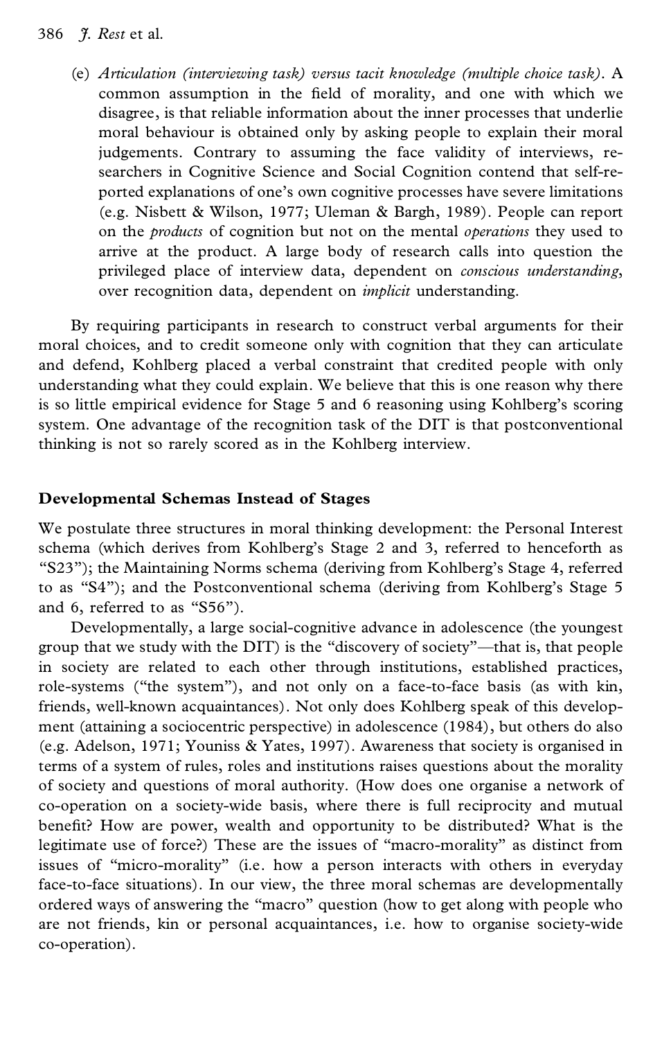(e) *Articulation (interviewing task) versus tacit knowledge (multiple choice task)*. A common assumption in the field of morality, and one with which we disagree, is that reliable information about the inner processes that underlie moral behaviour is obtained only by asking people to explain their moral judgements. Contrary to assuming the face validity of interviews, researchers in Cognitive Science and Social Cognition contend that self-reported explanations of one's own cognitive processes have severe limitations (e.g. Nisbett & Wilson, 1977; Uleman & Bargh, 1989). People can report on the *products* of cognition but not on the mental *operations* they used to arrive at the product. A large body of research calls into question the privileged place of interview data, dependent on *conscious understanding*, over recognition data, dependent on *implicit* understanding.

By requiring participants in research to construct verbal arguments for their moral choices, and to credit someone only with cognition that they can articulate and defend, Kohlberg placed a verbal constraint that credited people with only understanding what they could explain. We believe that this is one reason why there is so little empirical evidence for Stage 5 and 6 reasoning using Kohlberg's scoring system. One advantage of the recognition task of the DIT is that postconventional thinking is not so rarely scored as in the Kohlberg interview.

## Developmental Schemas Instead of Stages

We postulate three structures in moral thinking development: the Personal Interest schema (which derives from Kohlberg's Stage 2 and 3, referred to henceforth as "S23"); the Maintaining Norms schema (deriving from Kohlberg's Stage 4, referred to as "S4"); and the Postconventional schema (deriving from Kohlberg's Stage 5 and 6, referred to as "S56").

Developmentally, a large social-cognitive advance in adolescence (the youngest group that we study with the DIT) is the "discovery of society"—that is, that people in society are related to each other through institutions, established practices, role-systems ("the system"), and not only on a face-to-face basis (as with kin, friends, well-known acquaintances). Not only does Kohlberg speak of this development (attaining a sociocentric perspective) in adolescence (1984), but others do also (e.g. Adelson, 1971; Youniss & Yates, 1997). Awareness that society is organised in terms of a system of rules, roles and institutions raises questions about the morality of society and questions of moral authority. (How does one organise a network of co-operation on a society-wide basis, where there is full reciprocity and mutual benefit? How are power, wealth and opportunity to be distributed? What is the legitimate use of force?) These are the issues of "macro-morality" as distinct from issues of "micro-morality" (i.e. how a person interacts with others in everyday face-to-face situations). In our view, the three moral schemas are developmentally ordered ways of answering the "macro" question (how to get along with people who are not friends, kin or personal acquaintances, i.e. how to organise society-wide co-operation).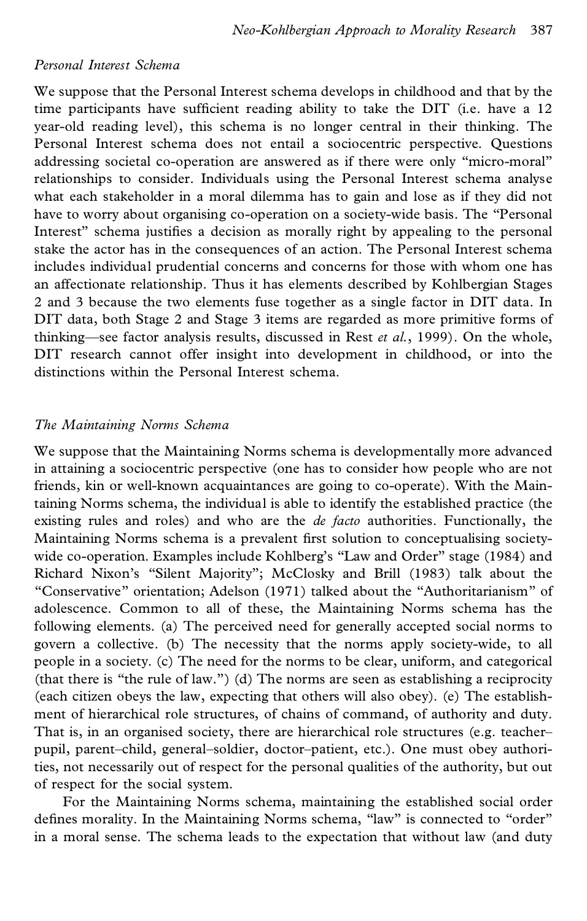### *Personal Interest Schema*

We suppose that the Personal Interest schema develops in childhood and that by the time participants have sufficient reading ability to take the DIT (i.e. have a 12 year-old reading level), this schema is no longer central in their thinking. The Personal Interest schema does not entail a sociocentric perspective. Questions addressing societal co-operation are answered as if there were only "micro-moral" relationships to consider. Individuals using the Personal Interest schema analyse what each stakeholder in a moral dilemma has to gain and lose as if they did not have to worry about organising co-operation on a society-wide basis. The "Personal Interest" schema justifies a decision as morally right by appealing to the personal stake the actor has in the consequences of an action. The Personal Interest schema includes individual prudential concerns and concerns for those with whom one has an affectionate relationship. Thus it has elements described by Kohlbergian Stages 2 and 3 because the two elements fuse together as a single factor in DIT data. In DIT data, both Stage 2 and Stage 3 items are regarded as more primitive forms of thinking—see factor analysis results, discussed in Rest *et al.*, 1999). On the whole, DIT research cannot offer insight into development in childhood, or into the distinctions within the Personal Interest schema.

### *The Maintaining Norms Schema*

We suppose that the Maintaining Norms schema is developmentally more advanced in attaining a sociocentric perspective (one has to consider how people who are not friends, kin or well-known acquaintances are going to co-operate). With the Maintaining Norms schema, the individual is able to identify the established practice (the existing rules and roles) and who are the *de facto* authorities. Functionally, the Maintaining Norms schema is a prevalent first solution to conceptualising society-wide co-operation. Examples include Kohlberg's "Law and Order" stage (1984) and Richard Nixon's "Silent Majority"; McClosky and Brill (1983) talk about the "Conservative" orientation; Adelson (1971) talked about the "Authoritarianism" of adolescence. Common to all of these, the Maintaining Norms schema has the following elements. (a) The perceived need for generally accepted social norms to govern a collective. (b) The necessity that the norms apply society-wide, to all people in a society. (c) The need for the norms to be clear, uniform, and categorical (that there is "the rule of law.") (d) The norms are seen as establishing a reciprocity (each citizen obeys the law, expecting that others will also obey). (e) The establishment of hierarchical role structures, of chains of command, of authority and duty. That is, in an organised society, there are hierarchical role structures (e.g. teacher–pupil, parent–child, general–soldier, doctor–patient, etc.). One must obey authorities, not necessarily out of respect for the personal qualities of the authority, but out of respect for the social system.

For the Maintaining Norms schema, maintaining the established social order defines morality. In the Maintaining Norms schema, "law" is connected to "order" in a moral sense. The schema leads to the expectation that without law (and duty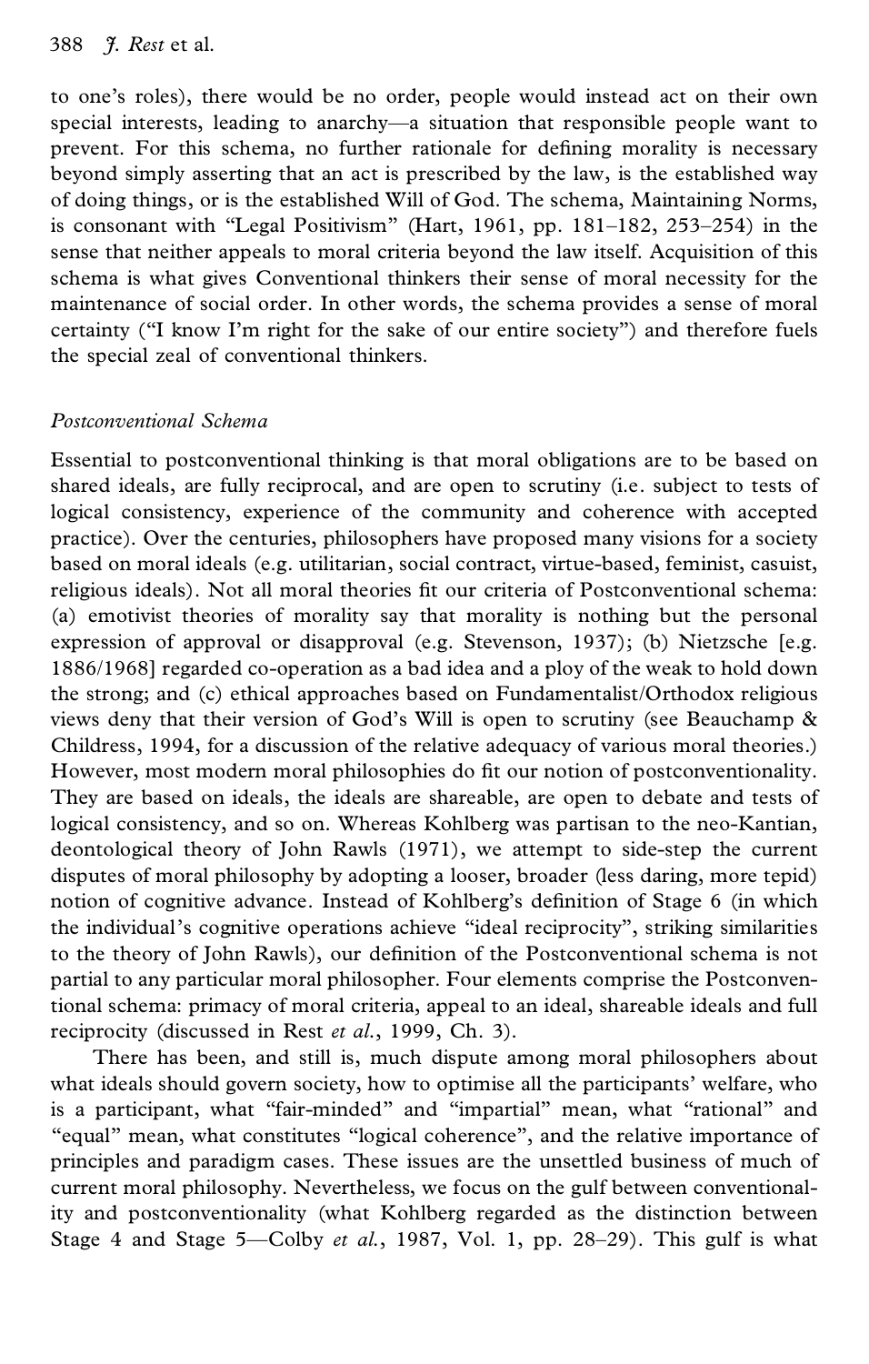to one's roles), there would be no order, people would instead act on their own special interests, leading to anarchy—a situation that responsible people want to prevent. For this schema, no further rationale for defining morality is necessary beyond simply asserting that an act is prescribed by the law, is the established way of doing things, or is the established Will of God. The schema, Maintaining Norms, is consonant with "Legal Positivism" (Hart, 1961, pp. 181–182, 253–254) in the sense that neither appeals to moral criteria beyond the law itself. Acquisition of this schema is what gives Conventional thinkers their sense of moral necessity for the maintenance of social order. In other words, the schema provides a sense of moral certainty ("I know I'm right for the sake of our entire society") and therefore fuels the special zeal of conventional thinkers.

### *Postconventional Schema*

Essential to postconventional thinking is that moral obligations are to be based on shared ideals, are fully reciprocal, and are open to scrutiny (i.e. subject to tests of logical consistency, experience of the community and coherence with accepted practice). Over the centuries, philosophers have proposed many visions for a society based on moral ideals (e.g. utilitarian, social contract, virtue-based, feminist, casuist, religious ideals). Not all moral theories fit our criteria of Postconventional schema: (a) emotivist theories of morality say that morality is nothing but the personal expression of approval or disapproval (e.g. Stevenson, 1937); (b) Nietzsche [e.g. 1886/1968] regarded co-operation as a bad idea and a ploy of the weak to hold down the strong; and (c) ethical approaches based on Fundamentalist/Orthodox religious views deny that their version of God's Will is open to scrutiny (see Beauchamp & Childress, 1994, for a discussion of the relative adequacy of various moral theories.) However, most modern moral philosophies do fit our notion of postconventionality. They are based on ideals, the ideals are shareable, are open to debate and tests of logical consistency, and so on. Whereas Kohlberg was partisan to the neo-Kantian, deontological theory of John Rawls (1971), we attempt to side-step the current disputes of moral philosophy by adopting a looser, broader (less daring, more tepid) notion of cognitive advance. Instead of Kohlberg's definition of Stage 6 (in which the individual's cognitive operations achieve "ideal reciprocity", striking similarities to the theory of John Rawls), our definition of the Postconventional schema is not partial to any particular moral philosopher. Four elements comprise the Postconventional schema: primacy of moral criteria, appeal to an ideal, shareable ideals and full reciprocity (discussed in Rest *et al.*, 1999, Ch. 3).

There has been, and still is, much dispute among moral philosophers about what ideals should govern society, how to optimise all the participants' welfare, who is a participant, what "fair-minded" and "impartial" mean, what "rational" and "equal" mean, what constitutes "logical coherence", and the relative importance of principles and paradigm cases. These issues are the unsettled business of much of current moral philosophy. Nevertheless, we focus on the gulf between conventionality and postconventionality (what Kohlberg regarded as the distinction between Stage 4 and Stage 5—Colby *et al.*, 1987, Vol. 1, pp. 28–29). This gulf is what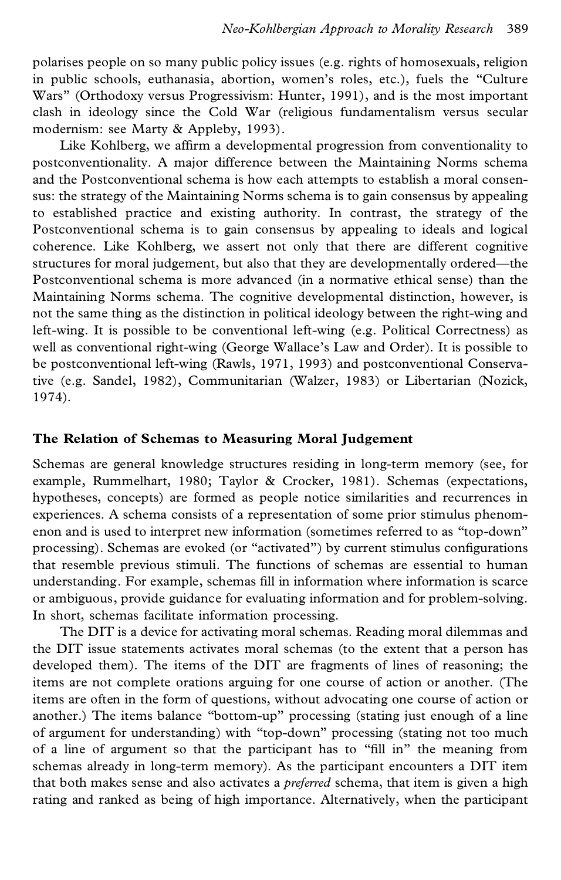polarises people on so many public policy issues (e.g. rights of homosexuals, religion in public schools, euthanasia, abortion, women's roles, etc.), fuels the "Culture Wars" (Orthodoxy versus Progressivism: Hunter, 1991), and is the most important clash in ideology since the Cold War (religious fundamentalism versus secular modernism: see Marty & Appleby, 1993).

Like Kohlberg, we affirm a developmental progression from conventionality to postconventionality. A major difference between the Maintaining Norms schema and the Postconventional schema is how each attempts to establish a moral consensus: the strategy of the Maintaining Norms schema is to gain consensus by appealing to established practice and existing authority. In contrast, the strategy of the Postconventional schema is to gain consensus by appealing to ideals and logical coherence. Like Kohlberg, we assert not only that there are different cognitive structures for moral judgement, but also that they are developmentally ordered—the Postconventional schema is more advanced (in a normative ethical sense) than the Maintaining Norms schema. The cognitive developmental distinction, however, is not the same thing as the distinction in political ideology between the right-wing and left-wing. It is possible to be conventional left-wing (e.g. Political Correctness) as well as conventional right-wing (George Wallace's Law and Order). It is possible to be postconventional left-wing (Rawls, 1971, 1993) and postconventional Conservative (e.g. Sandel, 1982), Communitarian (Walzer, 1983) or Libertarian (Nozick, 1974).

## The Relation of Schemas to Measuring Moral Judgement

Schemas are general knowledge structures residing in long-term memory (see, for example, Rummelhart, 1980; Taylor & Crocker, 1981). Schemas (expectations, hypotheses, concepts) are formed as people notice similarities and recurrences in experiences. A schema consists of a representation of some prior stimulus phenomenon and is used to interpret new information (sometimes referred to as "top-down" processing). Schemas are evoked (or "activated") by current stimulus configurations that resemble previous stimuli. The functions of schemas are essential to human understanding. For example, schemas fill in information where information is scarce or ambiguous, provide guidance for evaluating information and for problem-solving. In short, schemas facilitate information processing.

The DIT is a device for activating moral schemas. Reading moral dilemmas and the DIT issue statements activates moral schemas (to the extent that a person has developed them). The items of the DIT are fragments of lines of reasoning; the items are not complete orations arguing for one course of action or another. (The items are often in the form of questions, without advocating one course of action or another.) The items balance "bottom-up" processing (stating just enough of a line of argument for understanding) with "top-down" processing (stating not too much of a line of argument so that the participant has to "fill in" the meaning from schemas already in long-term memory). As the participant encounters a DIT item that both makes sense and also activates a *preferred* schema, that item is given a high rating and ranked as being of high importance. Alternatively, when the participant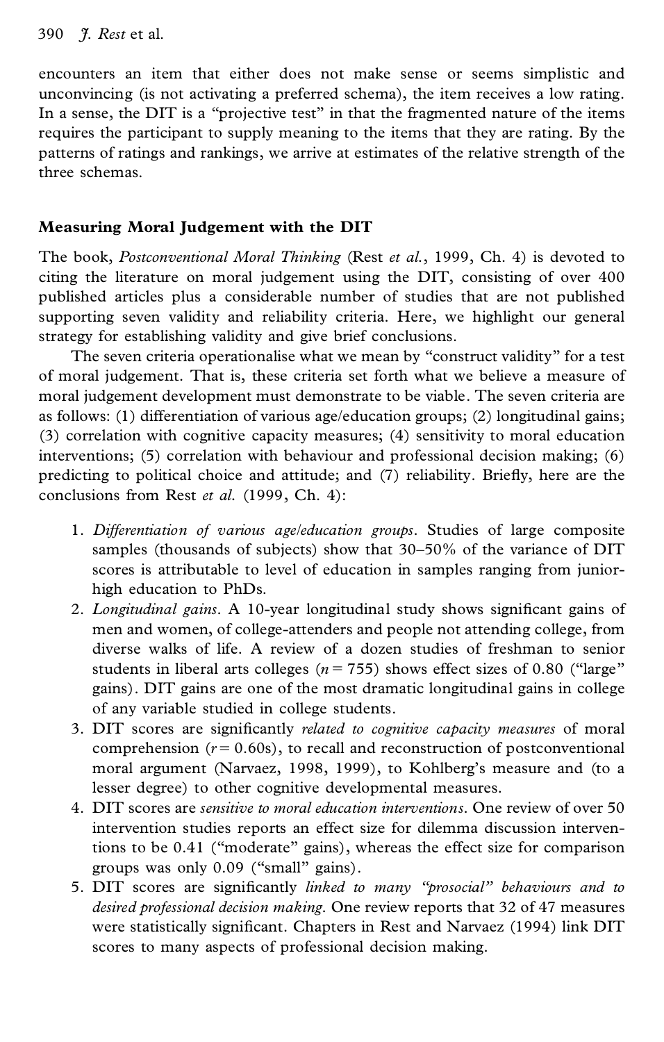encounters an item that either does not make sense or seems simplistic and unconvincing (is not activating a preferred schema), the item receives a low rating. In a sense, the DIT is a "projective test" in that the fragmented nature of the items requires the participant to supply meaning to the items that they are rating. By the patterns of ratings and rankings, we arrive at estimates of the relative strength of the three schemas.

## Measuring Moral Judgement with the DIT

The book, *Postconventional Moral Thinking* (Rest *et al.*, 1999, Ch. 4) is devoted to citing the literature on moral judgement using the DIT, consisting of over 400 published articles plus a considerable number of studies that are not published supporting seven validity and reliability criteria. Here, we highlight our general strategy for establishing validity and give brief conclusions.

The seven criteria operationalise what we mean by "construct validity" for a test of moral judgement. That is, these criteria set forth what we believe a measure of moral judgement development must demonstrate to be viable. The seven criteria are as follows: (1) differentiation of various age/education groups; (2) longitudinal gains; (3) correlation with cognitive capacity measures; (4) sensitivity to moral education interventions; (5) correlation with behaviour and professional decision making; (6) predicting to political choice and attitude; and (7) reliability. Briefly, here are the conclusions from Rest *et al.* (1999, Ch. 4):

1. *Differentiation of various age/education groups*. Studies of large composite samples (thousands of subjects) show that 30–50% of the variance of DIT scores is attributable to level of education in samples ranging from junior-high education to PhDs.
2. *Longitudinal gains*. A 10-year longitudinal study shows significant gains of men and women, of college-attenders and people not attending college, from diverse walks of life. A review of a dozen studies of freshman to senior students in liberal arts colleges ($n = 755$) shows effect sizes of 0.80 ("large" gains). DIT gains are one of the most dramatic longitudinal gains in college of any variable studied in college students.
3. DIT scores are significantly *related to cognitive capacity measures* of moral comprehension ($r = 0.60$s), to recall and reconstruction of postconventional moral argument (Narvaez, 1998, 1999), to Kohlberg's measure and (to a lesser degree) to other cognitive developmental measures.
4. DIT scores are *sensitive to moral education interventions*. One review of over 50 intervention studies reports an effect size for dilemma discussion interventions to be 0.41 ("moderate" gains), whereas the effect size for comparison groups was only 0.09 ("small" gains).
5. DIT scores are significantly *linked to many "prosocial" behaviours and to desired professional decision making*. One review reports that 32 of 47 measures were statistically significant. Chapters in Rest and Narvaez (1994) link DIT scores to many aspects of professional decision making.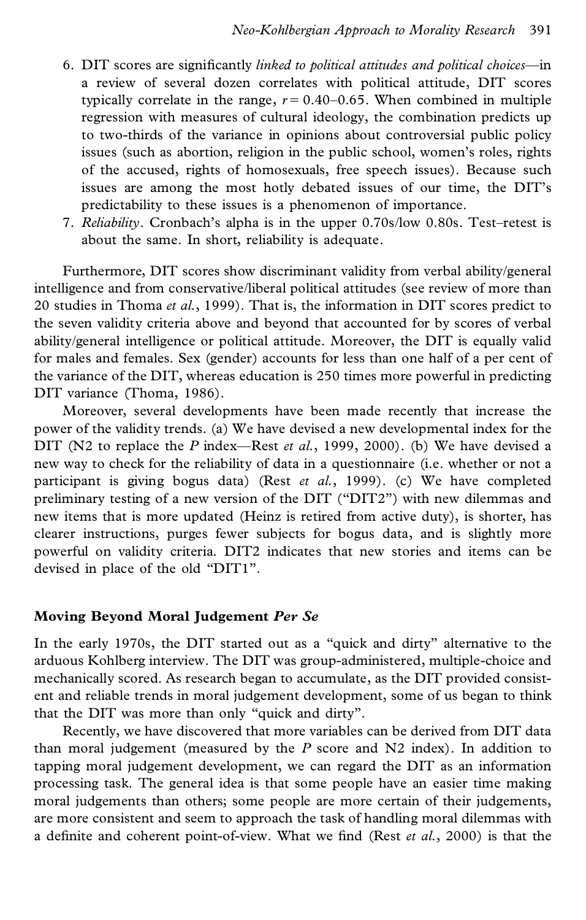6. DIT scores are significantly *linked to political attitudes and political choices*—in a review of several dozen correlates with political attitude, DIT scores typically correlate in the range, $r = 0.40$–$0.65$. When combined in multiple regression with measures of cultural ideology, the combination predicts up to two-thirds of the variance in opinions about controversial public policy issues (such as abortion, religion in the public school, women's roles, rights of the accused, rights of homosexuals, free speech issues). Because such issues are among the most hotly debated issues of our time, the DIT's predictability to these issues is a phenomenon of importance.
7. *Reliability*. Cronbach's alpha is in the upper 0.70s/low 0.80s. Test–retest is about the same. In short, reliability is adequate.

Furthermore, DIT scores show discriminant validity from verbal ability/general intelligence and from conservative/liberal political attitudes (see review of more than 20 studies in Thoma *et al.*, 1999). That is, the information in DIT scores predict to the seven validity criteria above and beyond that accounted for by scores of verbal ability/general intelligence or political attitude. Moreover, the DIT is equally valid for males and females. Sex (gender) accounts for less than one half of a per cent of the variance of the DIT, whereas education is 250 times more powerful in predicting DIT variance (Thoma, 1986).

Moreover, several developments have been made recently that increase the power of the validity trends. (a) We have devised a new developmental index for the DIT (N2 to replace the *P* index—Rest *et al.*, 1999, 2000). (b) We have devised a new way to check for the reliability of data in a questionnaire (i.e. whether or not a participant is giving bogus data) (Rest *et al.*, 1999). (c) We have completed preliminary testing of a new version of the DIT ("DIT2") with new dilemmas and new items that is more updated (Heinz is retired from active duty), is shorter, has clearer instructions, purges fewer subjects for bogus data, and is slightly more powerful on validity criteria. DIT2 indicates that new stories and items can be devised in place of the old "DIT1".

## Moving Beyond Moral Judgement *Per Se*

In the early 1970s, the DIT started out as a "quick and dirty" alternative to the arduous Kohlberg interview. The DIT was group-administered, multiple-choice and mechanically scored. As research began to accumulate, as the DIT provided consistent and reliable trends in moral judgement development, some of us began to think that the DIT was more than only "quick and dirty".

Recently, we have discovered that more variables can be derived from DIT data than moral judgement (measured by the *P* score and N2 index). In addition to tapping moral judgement development, we can regard the DIT as an information processing task. The general idea is that some people have an easier time making moral judgements than others; some people are more certain of their judgements, are more consistent and seem to approach the task of handling moral dilemmas with a definite and coherent point-of-view. What we find (Rest *et al.*, 2000) is that the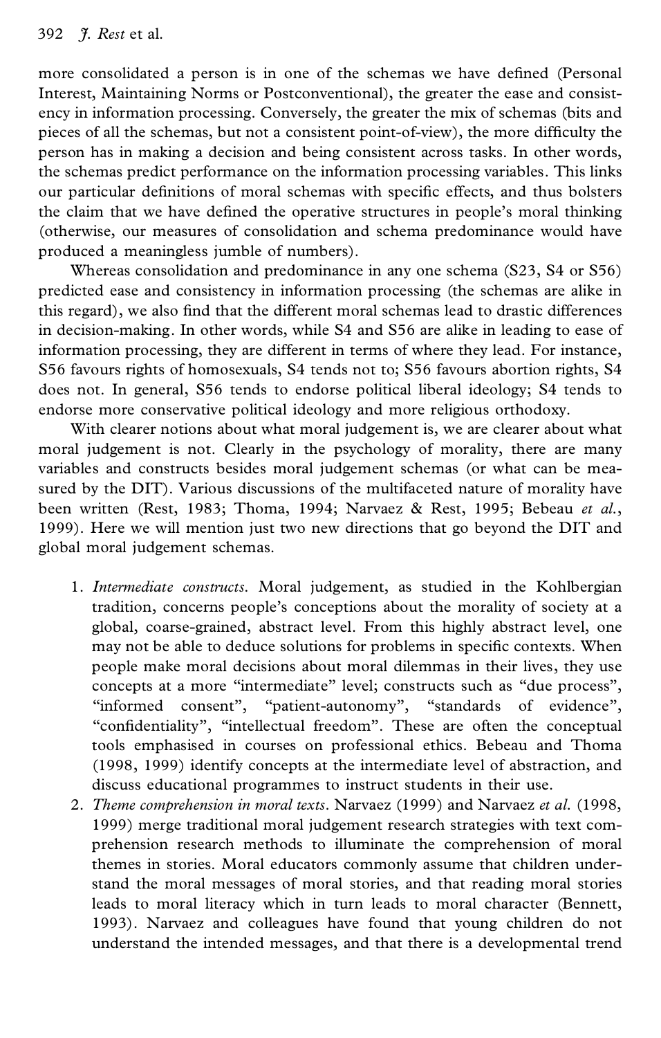more consolidated a person is in one of the schemas we have defined (Personal Interest, Maintaining Norms or Postconventional), the greater the ease and consistency in information processing. Conversely, the greater the mix of schemas (bits and pieces of all the schemas, but not a consistent point-of-view), the more difficulty the person has in making a decision and being consistent across tasks. In other words, the schemas predict performance on the information processing variables. This links our particular definitions of moral schemas with specific effects, and thus bolsters the claim that we have defined the operative structures in people's moral thinking (otherwise, our measures of consolidation and schema predominance would have produced a meaningless jumble of numbers).

Whereas consolidation and predominance in any one schema (S23, S4 or S56) predicted ease and consistency in information processing (the schemas are alike in this regard), we also find that the different moral schemas lead to drastic differences in decision-making. In other words, while S4 and S56 are alike in leading to ease of information processing, they are different in terms of where they lead. For instance, S56 favours rights of homosexuals, S4 tends not to; S56 favours abortion rights, S4 does not. In general, S56 tends to endorse political liberal ideology; S4 tends to endorse more conservative political ideology and more religious orthodoxy.

With clearer notions about what moral judgement is, we are clearer about what moral judgement is not. Clearly in the psychology of morality, there are many variables and constructs besides moral judgement schemas (or what can be measured by the DIT). Various discussions of the multifaceted nature of morality have been written (Rest, 1983; Thoma, 1994; Narvaez & Rest, 1995; Bebeau *et al.*, 1999). Here we will mention just two new directions that go beyond the DIT and global moral judgement schemas.

1. *Intermediate constructs.* Moral judgement, as studied in the Kohlbergian tradition, concerns people's conceptions about the morality of society at a global, coarse-grained, abstract level. From this highly abstract level, one may not be able to deduce solutions for problems in specific contexts. When people make moral decisions about moral dilemmas in their lives, they use concepts at a more "intermediate" level; constructs such as "due process", "informed consent", "patient-autonomy", "standards of evidence", "confidentiality", "intellectual freedom". These are often the conceptual tools emphasised in courses on professional ethics. Bebeau and Thoma (1998, 1999) identify concepts at the intermediate level of abstraction, and discuss educational programmes to instruct students in their use.
2. *Theme comprehension in moral texts.* Narvaez (1999) and Narvaez *et al.* (1998, 1999) merge traditional moral judgement research strategies with text comprehension research methods to illuminate the comprehension of moral themes in stories. Moral educators commonly assume that children understand the moral messages of moral stories, and that reading moral stories leads to moral literacy which in turn leads to moral character (Bennett, 1993). Narvaez and colleagues have found that young children do not understand the intended messages, and that there is a developmental trend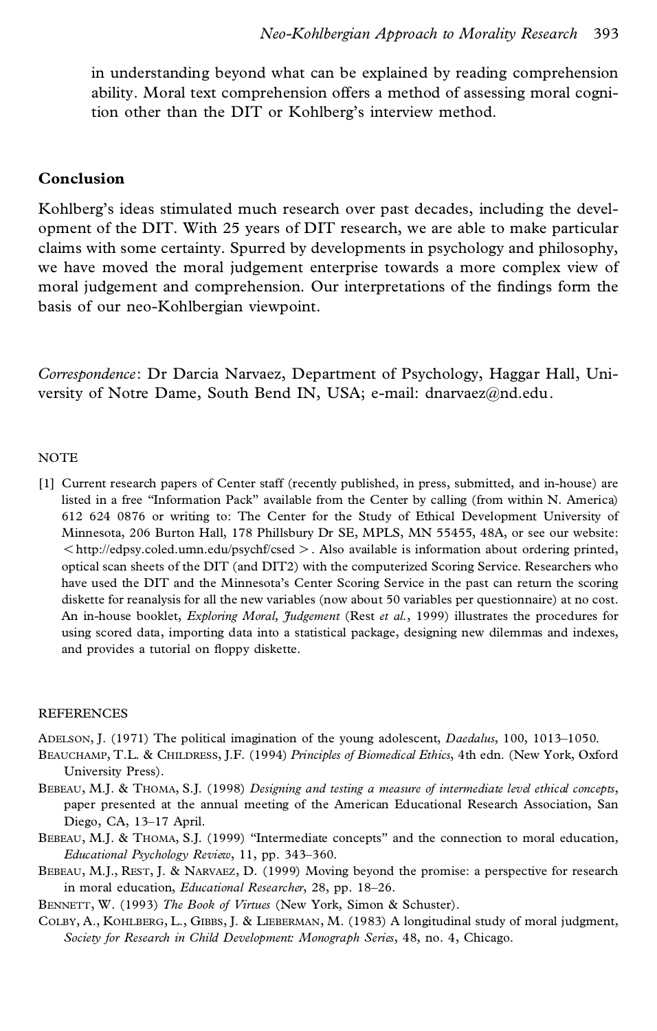in understanding beyond what can be explained by reading comprehension ability. Moral text comprehension offers a method of assessing moral cognition other than the DIT or Kohlberg's interview method.

## Conclusion

Kohlberg's ideas stimulated much research over past decades, including the development of the DIT. With 25 years of DIT research, we are able to make particular claims with some certainty. Spurred by developments in psychology and philosophy, we have moved the moral judgement enterprise towards a more complex view of moral judgement and comprehension. Our interpretations of the findings form the basis of our neo-Kohlbergian viewpoint.

*Correspondence*: Dr Darcia Narvaez, Department of Psychology, Haggar Hall, University of Notre Dame, South Bend IN, USA; e-mail: dnarvaez@nd.edu.

## NOTE

[1] Current research papers of Center staff (recently published, in press, submitted, and in-house) are listed in a free "Information Pack" available from the Center by calling (from within N. America) 612 624 0876 or writing to: The Center for the Study of Ethical Development University of Minnesota, 206 Burton Hall, 178 Phillsbury Dr SE, MPLS, MN 55455, 48A, or see our website: < http://edpsy.coled.umn.edu/psychf/csed >. Also available is information about ordering printed, optical scan sheets of the DIT (and DIT2) with the computerized Scoring Service. Researchers who have used the DIT and the Minnesota's Center Scoring Service in the past can return the scoring diskette for reanalysis for all the new variables (now about 50 variables per questionnaire) at no cost. An in-house booklet, *Exploring Moral, Judgement* (Rest *et al.*, 1999) illustrates the procedures for using scored data, importing data into a statistical package, designing new dilemmas and indexes, and provides a tutorial on floppy diskette.

## REFERENCES

Adelson, J. (1971) The political imagination of the young adolescent, *Daedalus*, 100, 1013–1050.

Beauchamp, T.L. & Childress, J.F. (1994) *Principles of Biomedical Ethics*, 4th edn. (New York, Oxford University Press).

Bebeau, M.J. & Thoma, S.J. (1998) *Designing and testing a measure of intermediate level ethical concepts*, paper presented at the annual meeting of the American Educational Research Association, San Diego, CA, 13–17 April.

Bebeau, M.J. & Thoma, S.J. (1999) "Intermediate concepts" and the connection to moral education, *Educational Psychology Review*, 11, pp. 343–360.

Bebeau, M.J., Rest, J. & Narvaez, D. (1999) Moving beyond the promise: a perspective for research in moral education, *Educational Researcher*, 28, pp. 18–26.

Bennett, W. (1993) *The Book of Virtues* (New York, Simon & Schuster).

Colby, A., Kohlberg, L., Gibbs, J. & Lieberman, M. (1983) A longitudinal study of moral judgment, *Society for Research in Child Development: Monograph Series*, 48, no. 4, Chicago.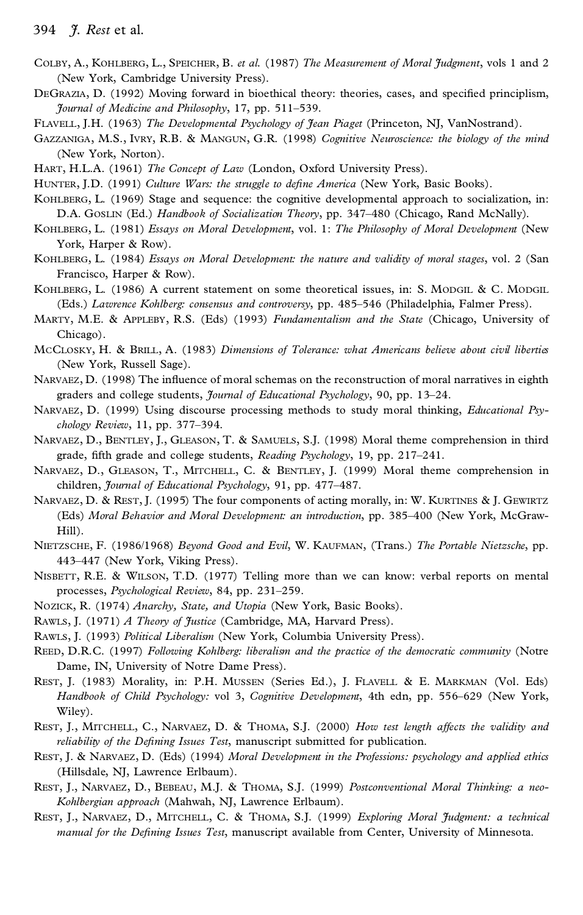Colby, A., Kohlberg, L., Speicher, B. *et al.* (1987) *The Measurement of Moral Judgment*, vols 1 and 2 (New York, Cambridge University Press).

DeGrazia, D. (1992) Moving forward in bioethical theory: theories, cases, and specified principlism, *Journal of Medicine and Philosophy*, 17, pp. 511–539.

Flavell, J.H. (1963) *The Developmental Psychology of Jean Piaget* (Princeton, NJ, VanNostrand).

Gazzaniga, M.S., Ivry, R.B. & Mangun, G.R. (1998) *Cognitive Neuroscience: the biology of the mind* (New York, Norton).

Hart, H.L.A. (1961) *The Concept of Law* (London, Oxford University Press).

Hunter, J.D. (1991) *Culture Wars: the struggle to define America* (New York, Basic Books).

Kohlberg, L. (1969) Stage and sequence: the cognitive developmental approach to socialization, in: D.A. Goslin (Ed.) *Handbook of Socialization Theory*, pp. 347–480 (Chicago, Rand McNally).

Kohlberg, L. (1981) *Essays on Moral Development*, vol. 1: *The Philosophy of Moral Development* (New York, Harper & Row).

Kohlberg, L. (1984) *Essays on Moral Development: the nature and validity of moral stages*, vol. 2 (San Francisco, Harper & Row).

Kohlberg, L. (1986) A current statement on some theoretical issues, in: S. Modgil & C. Modgil (Eds.) *Lawrence Kohlberg: consensus and controversy*, pp. 485–546 (Philadelphia, Falmer Press).

Marty, M.E. & Appleby, R.S. (Eds) (1993) *Fundamentalism and the State* (Chicago, University of Chicago).

McClosky, H. & Brill, A. (1983) *Dimensions of Tolerance: what Americans believe about civil liberties* (New York, Russell Sage).

Narvaez, D. (1998) The influence of moral schemas on the reconstruction of moral narratives in eighth graders and college students, *Journal of Educational Psychology*, 90, pp. 13–24.

Narvaez, D. (1999) Using discourse processing methods to study moral thinking, *Educational Psychology Review*, 11, pp. 377–394.

Narvaez, D., Bentley, J., Gleason, T. & Samuels, S.J. (1998) Moral theme comprehension in third grade, fifth grade and college students, *Reading Psychology*, 19, pp. 217–241.

Narvaez, D., Gleason, T., Mitchell, C. & Bentley, J. (1999) Moral theme comprehension in children, *Journal of Educational Psychology*, 91, pp. 477–487.

Narvaez, D. & Rest, J. (1995) The four components of acting morally, in: W. Kurtines & J. Gewirtz (Eds) *Moral Behavior and Moral Development: an introduction*, pp. 385–400 (New York, McGraw-Hill).

Nietzsche, F. (1986/1968) *Beyond Good and Evil*, W. Kaufman, (Trans.) *The Portable Nietzsche*, pp. 443–447 (New York, Viking Press).

Nisbett, R.E. & Wilson, T.D. (1977) Telling more than we can know: verbal reports on mental processes, *Psychological Review*, 84, pp. 231–259.

Nozick, R. (1974) *Anarchy, State, and Utopia* (New York, Basic Books).

Rawls, J. (1971) *A Theory of Justice* (Cambridge, MA, Harvard Press).

Rawls, J. (1993) *Political Liberalism* (New York, Columbia University Press).

Reed, D.R.C. (1997) *Following Kohlberg: liberalism and the practice of the democratic community* (Notre Dame, IN, University of Notre Dame Press).

Rest, J. (1983) Morality, in: P.H. Mussen (Series Ed.), J. Flavell & E. Markman (Vol. Eds) *Handbook of Child Psychology:* vol 3, *Cognitive Development*, 4th edn, pp. 556–629 (New York, Wiley).

Rest, J., Mitchell, C., Narvaez, D. & Thoma, S.J. (2000) *How test length affects the validity and reliability of the Defining Issues Test*, manuscript submitted for publication.

Rest, J. & Narvaez, D. (Eds) (1994) *Moral Development in the Professions: psychology and applied ethics* (Hillsdale, NJ, Lawrence Erlbaum).

Rest, J., Narvaez, D., Bebeau, M.J. & Thoma, S.J. (1999) *Postconventional Moral Thinking: a neo-Kohlbergian approach* (Mahwah, NJ, Lawrence Erlbaum).

Rest, J., Narvaez, D., Mitchell, C. & Thoma, S.J. (1999) *Exploring Moral Judgment: a technical manual for the Defining Issues Test*, manuscript available from Center, University of Minnesota.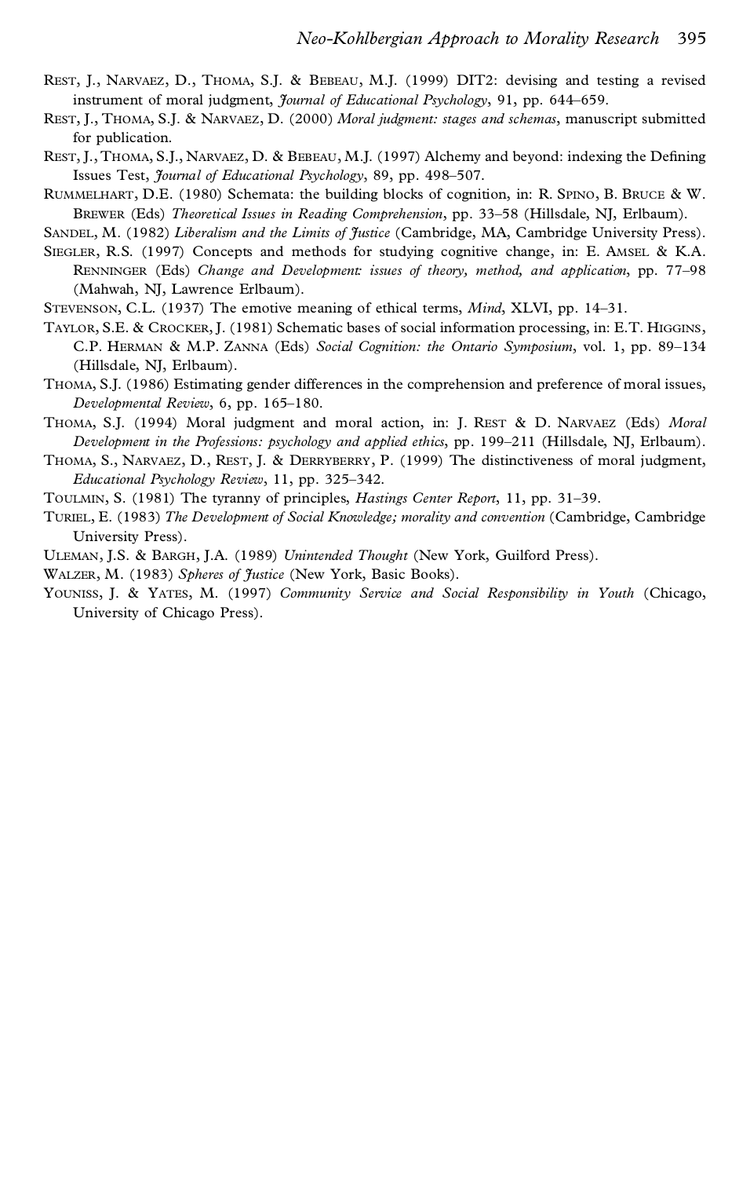Rest, J., Narvaez, D., Thoma, S.J. & Bebeau, M.J. (1999) DIT2: devising and testing a revised instrument of moral judgment, *Journal of Educational Psychology*, 91, pp. 644–659.

Rest, J., Thoma, S.J. & Narvaez, D. (2000) *Moral judgment: stages and schemas*, manuscript submitted for publication.

Rest, J., Thoma, S.J., Narvaez, D. & Bebeau, M.J. (1997) Alchemy and beyond: indexing the Defining Issues Test, *Journal of Educational Psychology*, 89, pp. 498–507.

Rummelhart, D.E. (1980) Schemata: the building blocks of cognition, in: R. Spino, B. Bruce & W. Brewer (Eds) *Theoretical Issues in Reading Comprehension*, pp. 33–58 (Hillsdale, NJ, Erlbaum).

Sandel, M. (1982) *Liberalism and the Limits of Justice* (Cambridge, MA, Cambridge University Press).

Siegler, R.S. (1997) Concepts and methods for studying cognitive change, in: E. Amsel & K.A. Renninger (Eds) *Change and Development: issues of theory, method, and application*, pp. 77–98 (Mahwah, NJ, Lawrence Erlbaum).

Stevenson, C.L. (1937) The emotive meaning of ethical terms, *Mind*, XLVI, pp. 14–31.

Taylor, S.E. & Crocker, J. (1981) Schematic bases of social information processing, in: E.T. Higgins, C.P. Herman & M.P. Zanna (Eds) *Social Cognition: the Ontario Symposium*, vol. 1, pp. 89–134 (Hillsdale, NJ, Erlbaum).

Thoma, S.J. (1986) Estimating gender differences in the comprehension and preference of moral issues, *Developmental Review*, 6, pp. 165–180.

Thoma, S.J. (1994) Moral judgment and moral action, in: J. Rest & D. Narvaez (Eds) *Moral Development in the Professions: psychology and applied ethics*, pp. 199–211 (Hillsdale, NJ, Erlbaum).

Thoma, S., Narvaez, D., Rest, J. & Derryberry, P. (1999) The distinctiveness of moral judgment, *Educational Psychology Review*, 11, pp. 325–342.

Toulmin, S. (1981) The tyranny of principles, *Hastings Center Report*, 11, pp. 31–39.

Turiel, E. (1983) *The Development of Social Knowledge; morality and convention* (Cambridge, Cambridge University Press).

Uleman, J.S. & Bargh, J.A. (1989) *Unintended Thought* (New York, Guilford Press).

Walzer, M. (1983) *Spheres of Justice* (New York, Basic Books).

Youniss, J. & Yates, M. (1997) *Community Service and Social Responsibility in Youth* (Chicago, University of Chicago Press).